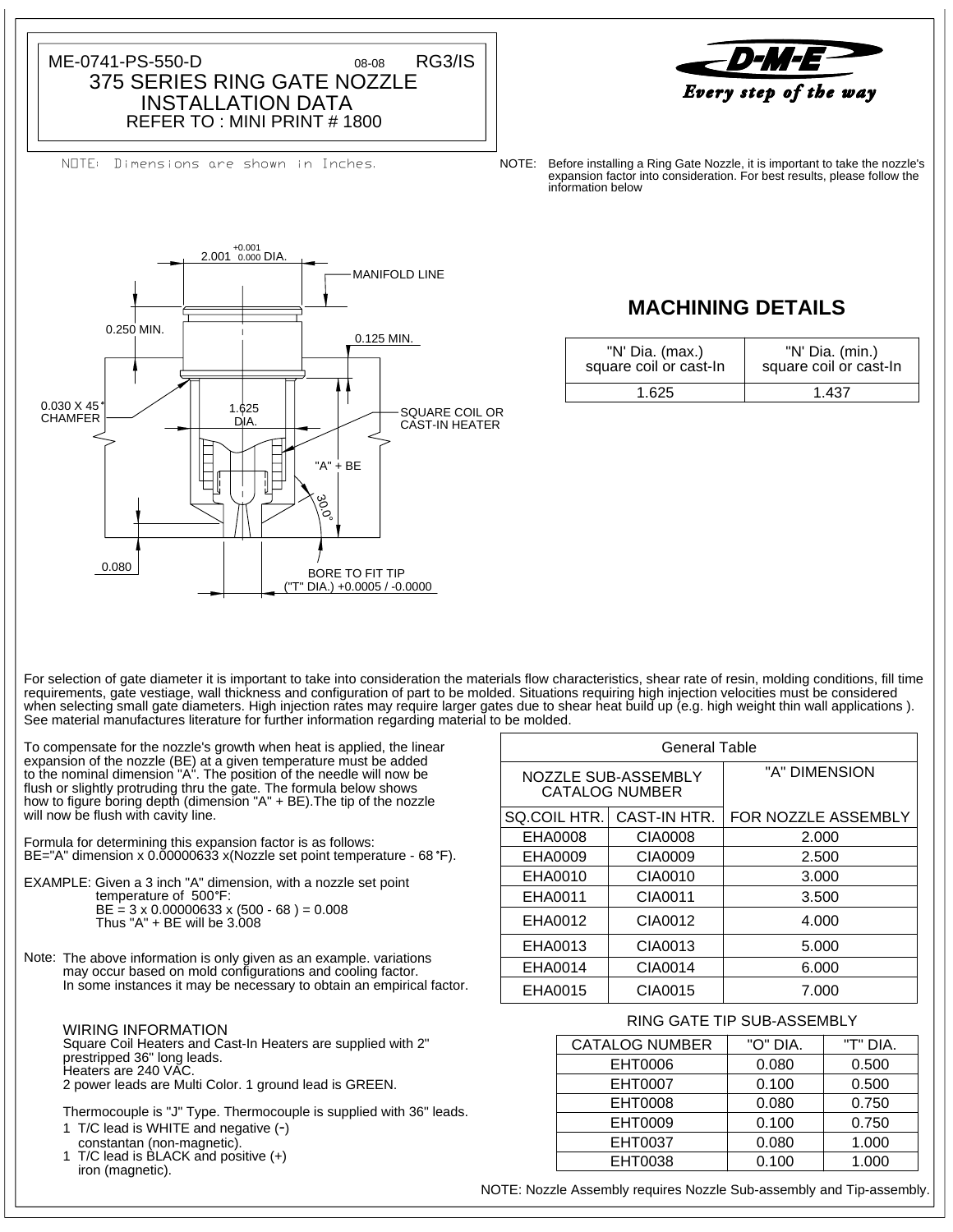ME-0741-PS-550-D 08-08 RG3/IS

# 375 SERIES RING GATE NOZZLE INSTALLATION DATA

REFER TO : MINI PRINT # 1800

D-M-E *Every step of the way*

NOTE: Dimensions are shown in Inches.

NOTE: Before installing a Ring Gate Nozzle, it is important to take the nozzle's expansion factor into consideration. For best results, please follow the information below

2.001 +0.001 / 0.000 DIA.

MANIFOLD LINE

0.250 MIN.

0.125 MIN.

0.030 X 45° CHAMFER

1.625 DIA.

SQUARE COIL OR CAST-IN HEATER

"A" + BE

30.0°

0.080

BORE TO FIT TIP ("T" DIA.) +0.0005 / -0.0000

## MACHINING DETAILS

| "N' Dia. (max.) square coil or cast-In | "N' Dia. (min.) square coil or cast-In |
|---|---|
| 1.625 | 1.437 |

For selection of gate diameter it is important to take into consideration the materials flow characteristics, shear rate of resin, molding conditions, fill time requirements, gate vestiage, wall thickness and configuration of part to be molded. Situations requiring high injection velocities must be considered when selecting small gate diameters. High injection rates may require larger gates due to shear heat build up (e.g. high weight thin wall applications ). See material manufactures literature for further information regarding material to be molded.

To compensate for the nozzle's growth when heat is applied, the linear expansion of the nozzle (BE) at a given temperature must be added to the nominal dimension "A". The position of the needle will now be flush or slightly protruding thru the gate. The formula below shows how to figure boring depth (dimension "A" + BE).The tip of the nozzle will now be flush with cavity line.

Formula for determining this expansion factor is as follows:
BE="A" dimension x 0.00000633 x(Nozzle set point temperature - 68 °F).

EXAMPLE: Given a 3 inch "A" dimension, with a nozzle set point temperature of 500°F:
BE = 3 x 0.00000633 x (500 - 68 ) = 0.008
Thus "A" + BE will be 3.008

Note: The above information is only given as an example. variations may occur based on mold configurations and cooling factor. In some instances it may be necessary to obtain an empirical factor.

| General Table | | |
|---|---|---|
| NOZZLE SUB-ASSEMBLY CATALOG NUMBER | | "A" DIMENSION |
| SQ.COIL HTR. | CAST-IN HTR. | FOR NOZZLE ASSEMBLY |
| EHA0008 | CIA0008 | 2.000 |
| EHA0009 | CIA0009 | 2.500 |
| EHA0010 | CIA0010 | 3.000 |
| EHA0011 | CIA0011 | 3.500 |
| EHA0012 | CIA0012 | 4.000 |
| EHA0013 | CIA0013 | 5.000 |
| EHA0014 | CIA0014 | 6.000 |
| EHA0015 | CIA0015 | 7.000 |

WIRING INFORMATION

Square Coil Heaters and Cast-In Heaters are supplied with 2" prestripped 36" long leads.
Heaters are 240 VAC.
2 power leads are Multi Color. 1 ground lead is GREEN.

Thermocouple is "J" Type. Thermocouple is supplied with 36" leads.
1 T/C lead is WHITE and negative (-) constantan (non-magnetic).
1 T/C lead is BLACK and positive (+) iron (magnetic).

RING GATE TIP SUB-ASSEMBLY

| CATALOG NUMBER | "O" DIA. | "T" DIA. |
|---|---|---|
| EHT0006 | 0.080 | 0.500 |
| EHT0007 | 0.100 | 0.500 |
| EHT0008 | 0.080 | 0.750 |
| EHT0009 | 0.100 | 0.750 |
| EHT0037 | 0.080 | 1.000 |
| EHT0038 | 0.100 | 1.000 |

NOTE: Nozzle Assembly requires Nozzle Sub-assembly and Tip-assembly.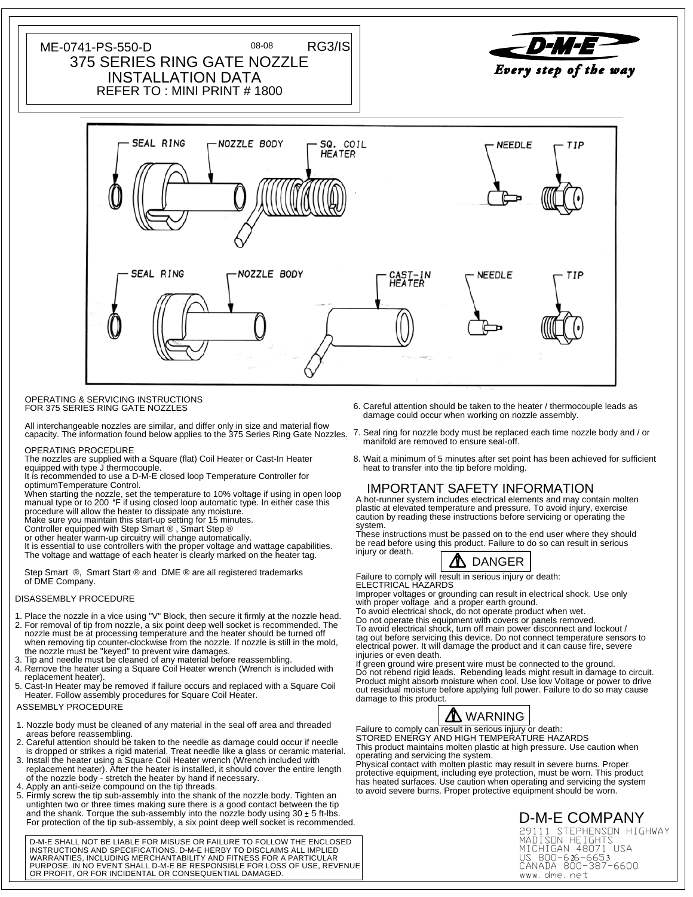ME-0741-PS-550-D 08-08 RG3/IS

# 375 SERIES RING GATE NOZZLE INSTALLATION DATA

REFER TO : MINI PRINT # 1800

D-M-E
*Every step of the way*

SEAL RING
NOZZLE BODY
SQ. COIL HEATER
NEEDLE
TIP

SEAL RING
NOZZLE BODY
CAST-IN HEATER
NEEDLE
TIP

## OPERATING & SERVICING INSTRUCTIONS FOR 375 SERIES RING GATE NOZZLES

All interchangeable nozzles are similar, and differ only in size and material flow capacity. The information found below applies to the 375 Series Ring Gate Nozzles.

### OPERATING PROCEDURE

The nozzles are supplied with a Square (flat) Coil Heater or Cast-In Heater equipped with type J thermocouple.
It is recommended to use a D-M-E closed loop Temperature Controller for optimumTemperature Control.
When starting the nozzle, set the temperature to 10% voltage if using in open loop manual type or to 200 *F if using closed loop automatic type. In either case this procedure will allow the heater to dissipate any moisture.
Make sure you maintain this start-up setting for 15 minutes.
Controller equipped with Step Smart ® , Smart Step ® or other heater warm-up circuitry will change automatically.
It is essential to use controllers with the proper voltage and wattage capabilities. The voltage and wattage of each heater is clearly marked on the heater tag.

Step Smart ®, Smart Start ® and DME ® are all registered trademarks of DME Company.

### DISASSEMBLY PROCEDURE

1. Place the nozzle in a vice using "V" Block, then secure it firmly at the nozzle head.
2. For removal of tip from nozzle, a six point deep well socket is recommended. The nozzle must be at processing temperature and the heater should be turned off when removing tip counter-clockwise from the nozzle. If nozzle is still in the mold, the nozzle must be "keyed" to prevent wire damages.
3. Tip and needle must be cleaned of any material before reassembling.
4. Remove the heater using a Square Coil Heater wrench (Wrench is included with replacement heater).
5. Cast-In Heater may be removed if failure occurs and replaced with a Square Coil Heater. Follow assembly procedures for Square Coil Heater.

### ASSEMBLY PROCEDURE

1. Nozzle body must be cleaned of any material in the seal off area and threaded areas before reassembling.
2. Careful attention should be taken to the needle as damage could occur if needle is dropped or strikes a rigid material. Treat needle like a glass or ceramic material.
3. Install the heater using a Square Coil Heater wrench (Wrench included with replacement heater). After the heater is installed, it should cover the entire length of the nozzle body - stretch the heater by hand if necessary.
4. Apply an anti-seize compound on the tip threads.
5. Firmly screw the tip sub-assembly into the shank of the nozzle body. Tighten an untighten two or three times making sure there is a good contact between the tip and the shank. Torque the sub-assembly into the nozzle body using 30 ± 5 ft-lbs. For protection of the tip sub-assembly, a six point deep well socket is recommended.
6. Careful attention should be taken to the heater / thermocouple leads as damage could occur when working on nozzle assembly.
7. Seal ring for nozzle body must be replaced each time nozzle body and / or manifold are removed to ensure seal-off.
8. Wait a minimum of 5 minutes after set point has been achieved for sufficient heat to transfer into the tip before molding.

D-M-E SHALL NOT BE LIABLE FOR MISUSE OR FAILURE TO FOLLOW THE ENCLOSED INSTRUCTIONS AND SPECIFICATIONS. D-M-E HERBY TO DISCLAIMS ALL IMPLIED WARRANTIES, INCLUDING MERCHANTABILITY AND FITNESS FOR A PARTICULAR PURPOSE. IN NO EVENT SHALL D-M-E BE RESPONSIBLE FOR LOSS OF USE, REVENUE OR PROFIT, OR FOR INCIDENTAL OR CONSEQUENTIAL DAMAGED.

## IMPORTANT SAFETY INFORMATION

A hot-runner system includes electrical elements and may contain molten plastic at elevated temperature and pressure. To avoid injury, exercise caution by reading these instructions before servicing or operating the system.
These instructions must be passed on to the end user where they should be read before using this product. Failure to do so can result in serious injury or death.

**⚠ DANGER**

Failure to comply will result in serious injury or death:
ELECTRICAL HAZARDS
Improper voltages or grounding can result in electrical shock. Use only with proper voltage and a proper earth ground.
To avoid electrical shock, do not operate product when wet.
Do not operate this equipment with covers or panels removed.
To avoid electrical shock, turn off main power disconnect and lockout / tag out before servicing this device. Do not connect temperature sensors to electrical power. It will damage the product and it can cause fire, severe injuries or even death.
If green ground wire present wire must be connected to the ground.
Do not rebend rigid leads. Rebending leads might result in damage to circuit.
Product might absorb moisture when cool. Use low Voltage or power to drive out residual moisture before applying full power. Failure to do so may cause damage to this product.

**⚠ WARNING**

Failure to comply can result in serious injury or death:
STORED ENERGY AND HIGH TEMPERATURE HAZARDS
This product maintains molten plastic at high pressure. Use caution when operating and servicing the system.
Physical contact with molten plastic may result in severe burns. Proper protective equipment, including eye protection, must be worn. This product has heated surfaces. Use caution when operating and servicing the system to avoid severe burns. Proper protective equipment should be worn.

D-M-E COMPANY
29111 STEPHENSON HIGHWAY
MADISON HEIGHTS
MICHIGAN 48071 USA
US 800-626-6653
CANADA 800-387-6600
www. dme. net